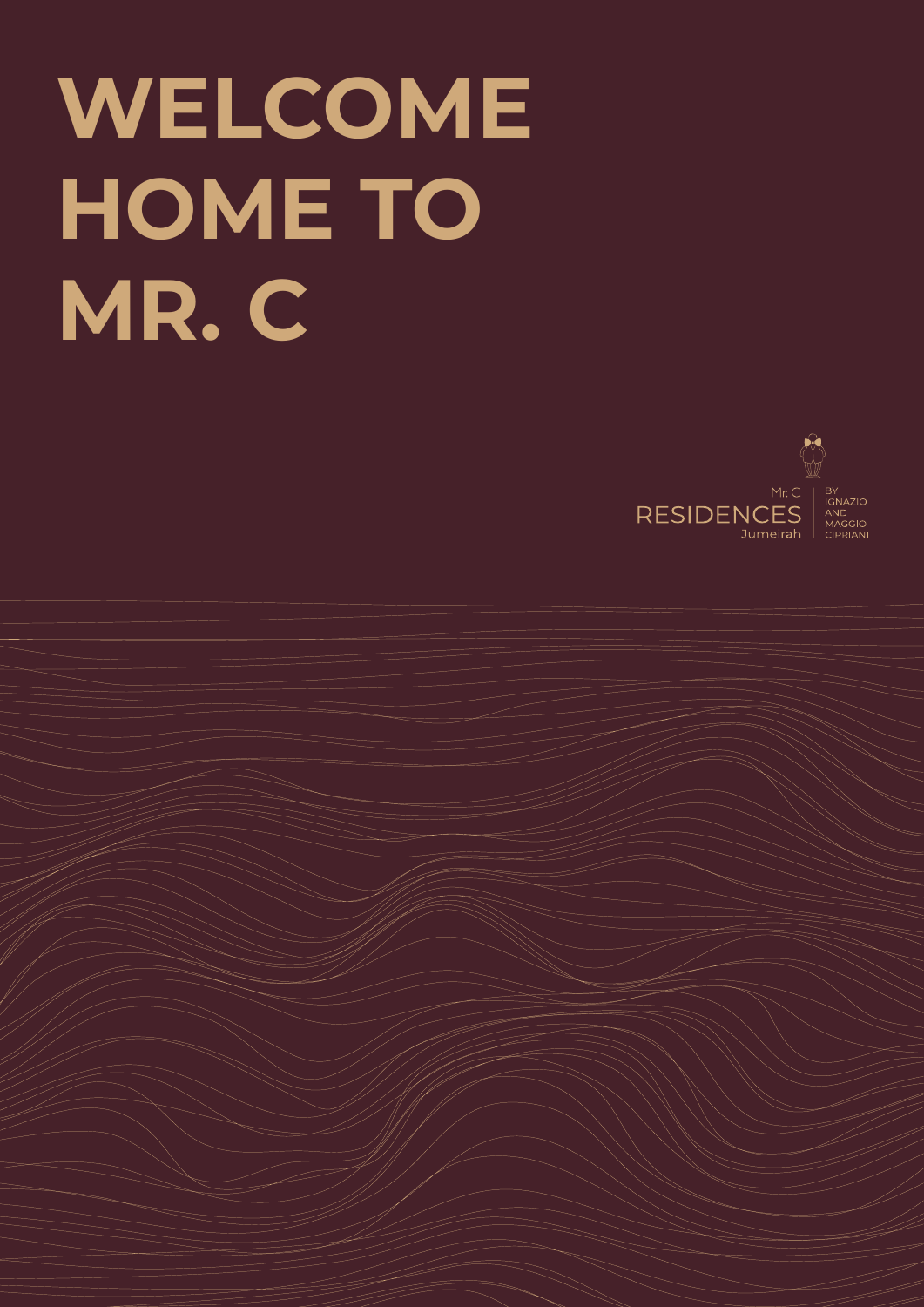# WELCOME HOME TO MR. C

Mr. C
RESIDENCES
Jumeirah

BY IGNAZIO AND MAGGIO CIPRIANI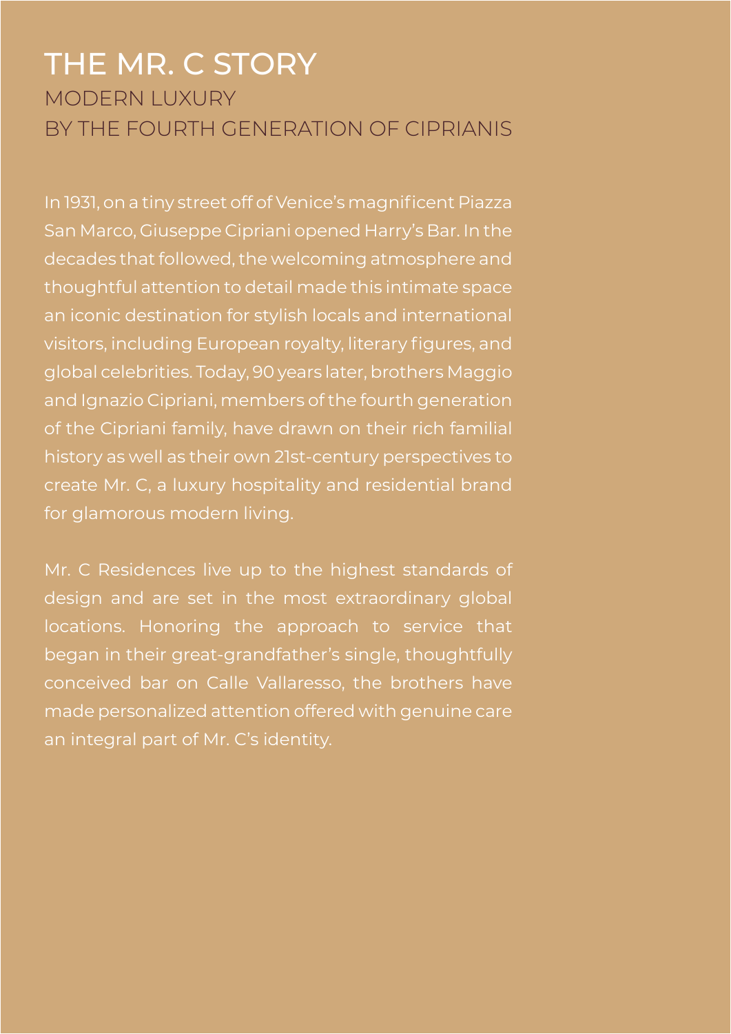# THE MR. C STORY

## MODERN LUXURY
## BY THE FOURTH GENERATION OF CIPRIANIS

In 1931, on a tiny street off of Venice's magnificent Piazza San Marco, Giuseppe Cipriani opened Harry's Bar. In the decades that followed, the welcoming atmosphere and thoughtful attention to detail made this intimate space an iconic destination for stylish locals and international visitors, including European royalty, literary figures, and global celebrities. Today, 90 years later, brothers Maggio and Ignazio Cipriani, members of the fourth generation of the Cipriani family, have drawn on their rich familial history as well as their own 21st-century perspectives to create Mr. C, a luxury hospitality and residential brand for glamorous modern living.

Mr. C Residences live up to the highest standards of design and are set in the most extraordinary global locations. Honoring the approach to service that began in their great-grandfather's single, thoughtfully conceived bar on Calle Vallaresso, the brothers have made personalized attention offered with genuine care an integral part of Mr. C's identity.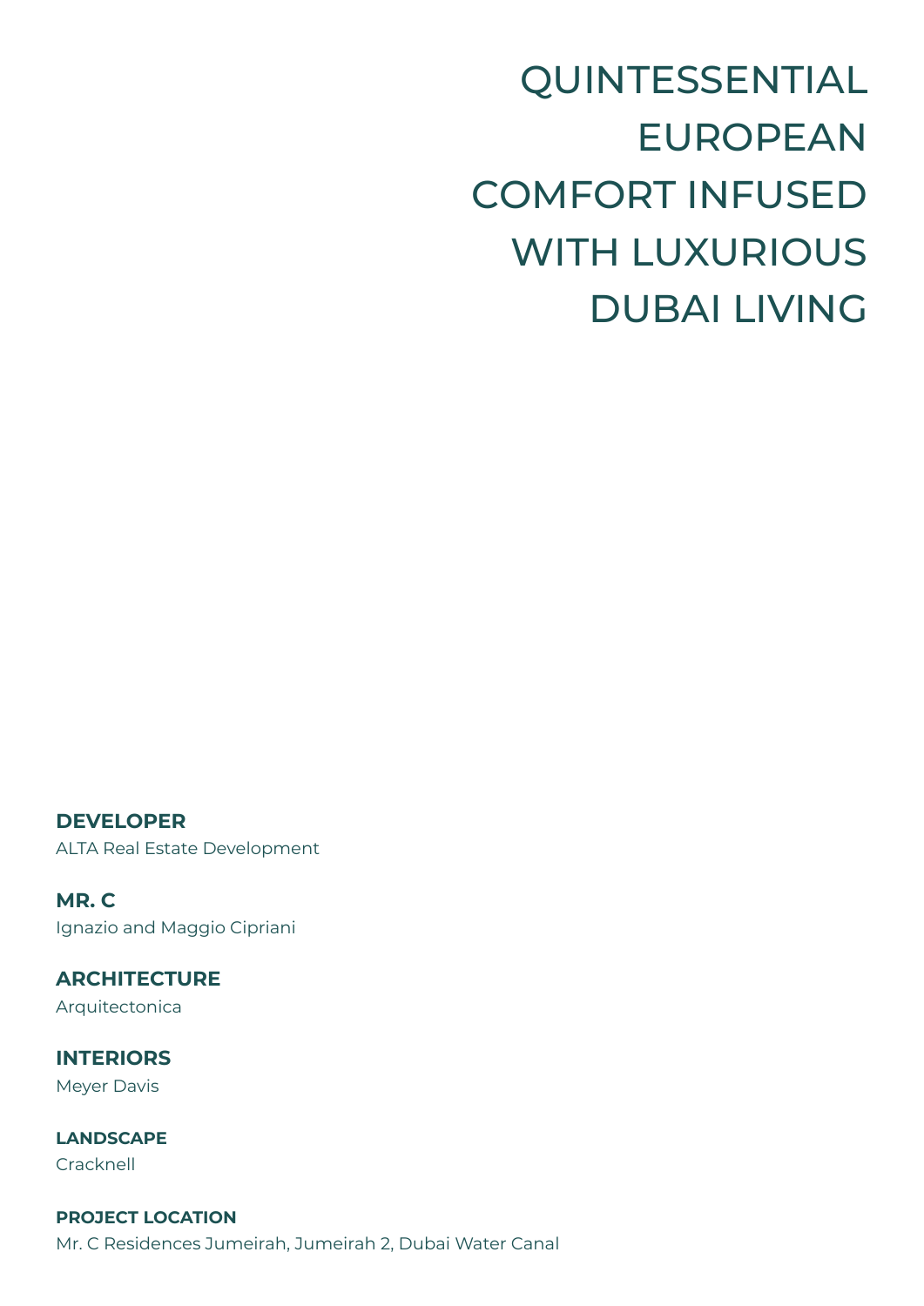# QUINTESSENTIAL EUROPEAN COMFORT INFUSED WITH LUXURIOUS DUBAI LIVING

**DEVELOPER**
ALTA Real Estate Development

**MR. C**
Ignazio and Maggio Cipriani

**ARCHITECTURE**
Arquitectonica

**INTERIORS**
Meyer Davis

**LANDSCAPE**
Cracknell

**PROJECT LOCATION**
Mr. C Residences Jumeirah, Jumeirah 2, Dubai Water Canal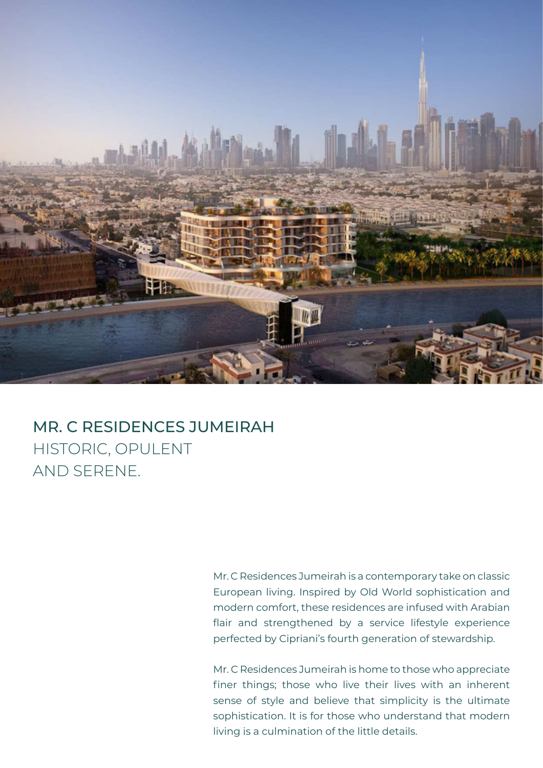# MR. C RESIDENCES JUMEIRAH

HISTORIC, OPULENT
AND SERENE.

Mr. C Residences Jumeirah is a contemporary take on classic European living. Inspired by Old World sophistication and modern comfort, these residences are infused with Arabian flair and strengthened by a service lifestyle experience perfected by Cipriani's fourth generation of stewardship.

Mr. C Residences Jumeirah is home to those who appreciate finer things; those who live their lives with an inherent sense of style and believe that simplicity is the ultimate sophistication. It is for those who understand that modern living is a culmination of the little details.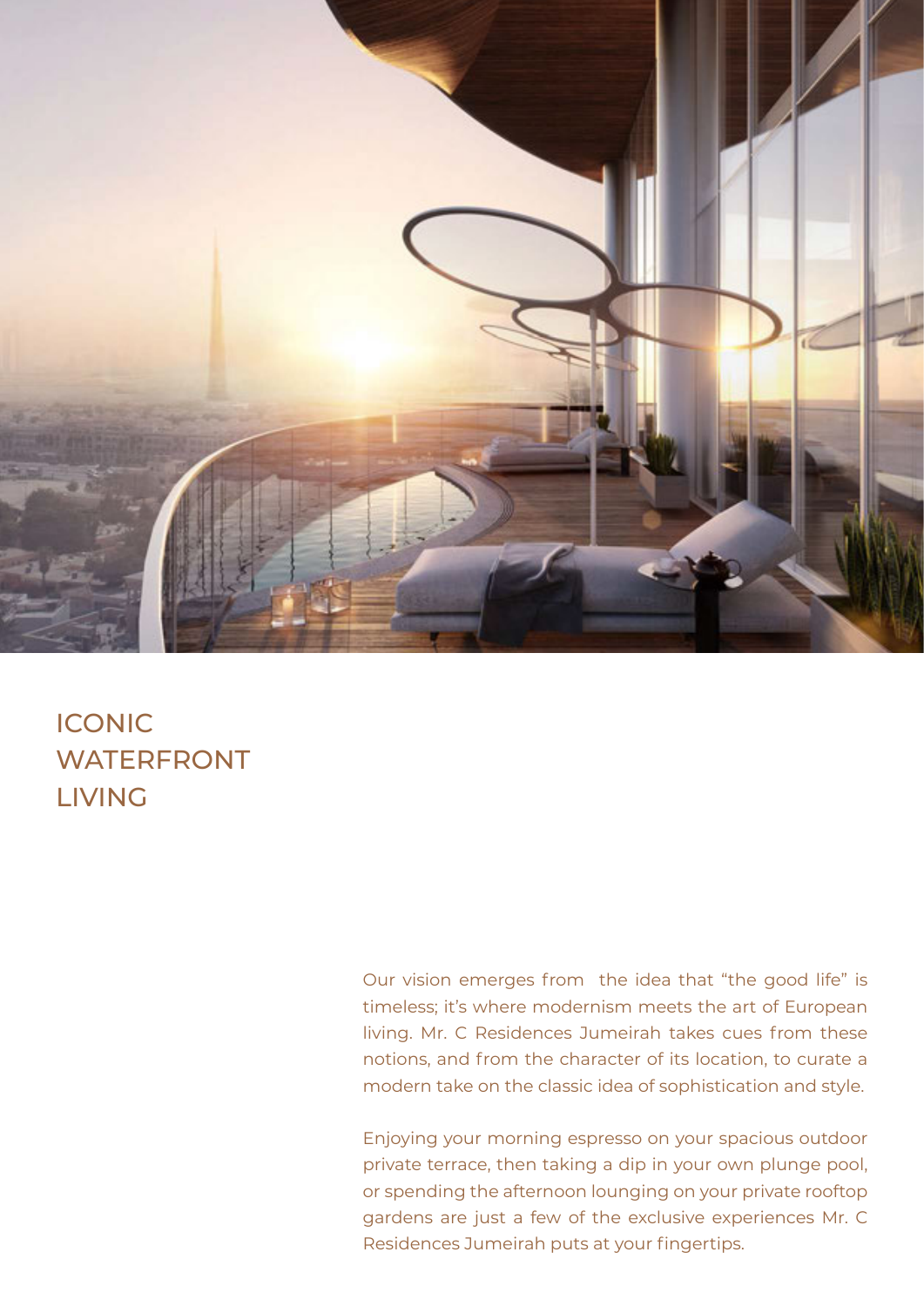# ICONIC WATERFRONT LIVING

Our vision emerges from the idea that "the good life" is timeless; it's where modernism meets the art of European living. Mr. C Residences Jumeirah takes cues from these notions, and from the character of its location, to curate a modern take on the classic idea of sophistication and style.

Enjoying your morning espresso on your spacious outdoor private terrace, then taking a dip in your own plunge pool, or spending the afternoon lounging on your private rooftop gardens are just a few of the exclusive experiences Mr. C Residences Jumeirah puts at your fingertips.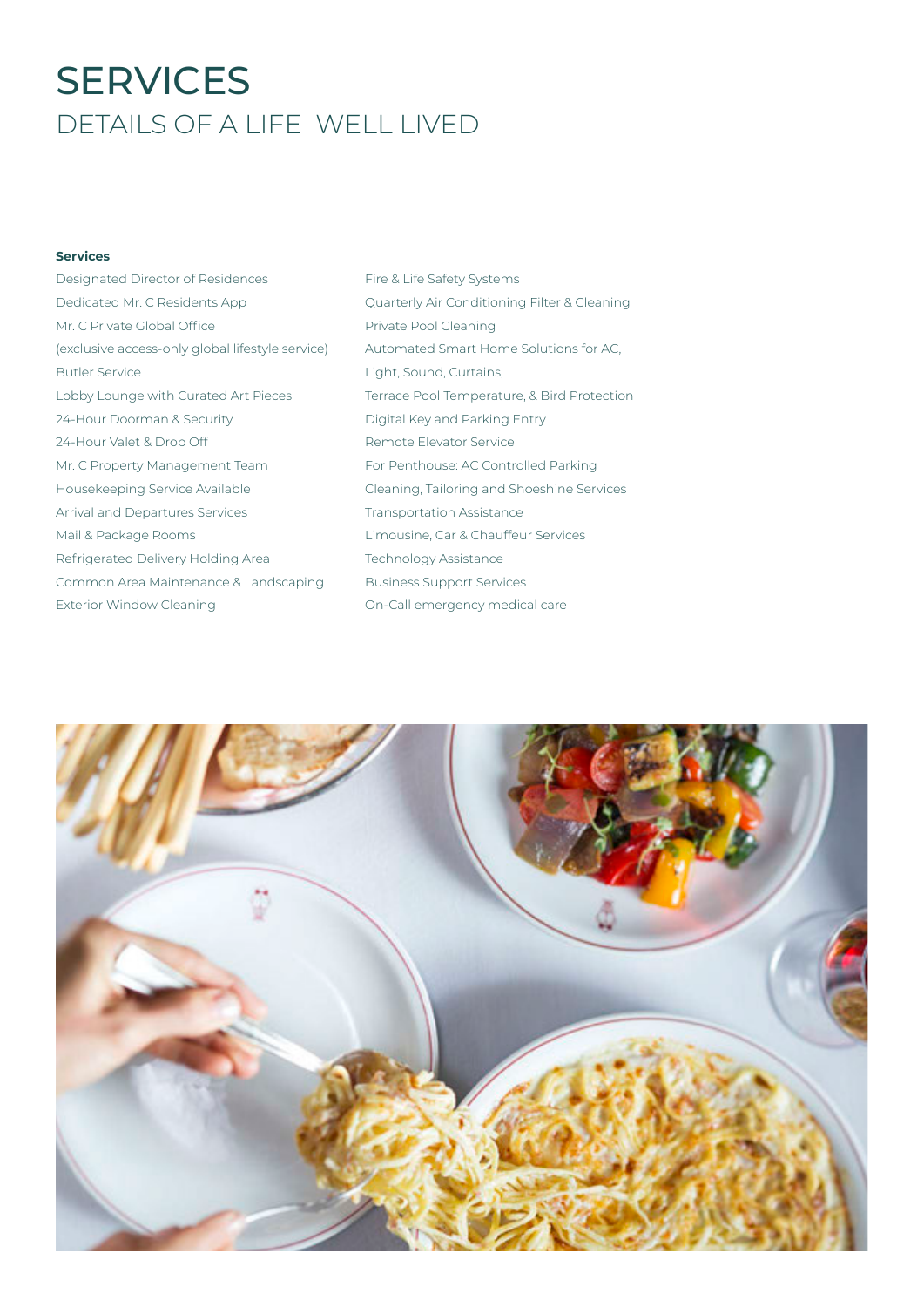# SERVICES

## DETAILS OF A LIFE WELL LIVED

**Services**

Designated Director of Residences
Dedicated Mr. C Residents App
Mr. C Private Global Office
(exclusive access-only global lifestyle service)
Butler Service
Lobby Lounge with Curated Art Pieces
24-Hour Doorman & Security
24-Hour Valet & Drop Off
Mr. C Property Management Team
Housekeeping Service Available
Arrival and Departures Services
Mail & Package Rooms
Refrigerated Delivery Holding Area
Common Area Maintenance & Landscaping
Exterior Window Cleaning
Fire & Life Safety Systems
Quarterly Air Conditioning Filter & Cleaning
Private Pool Cleaning
Automated Smart Home Solutions for AC,
Light, Sound, Curtains,
Terrace Pool Temperature, & Bird Protection
Digital Key and Parking Entry
Remote Elevator Service
For Penthouse: AC Controlled Parking
Cleaning, Tailoring and Shoeshine Services
Transportation Assistance
Limousine, Car & Chauffeur Services
Technology Assistance
Business Support Services
On-Call emergency medical care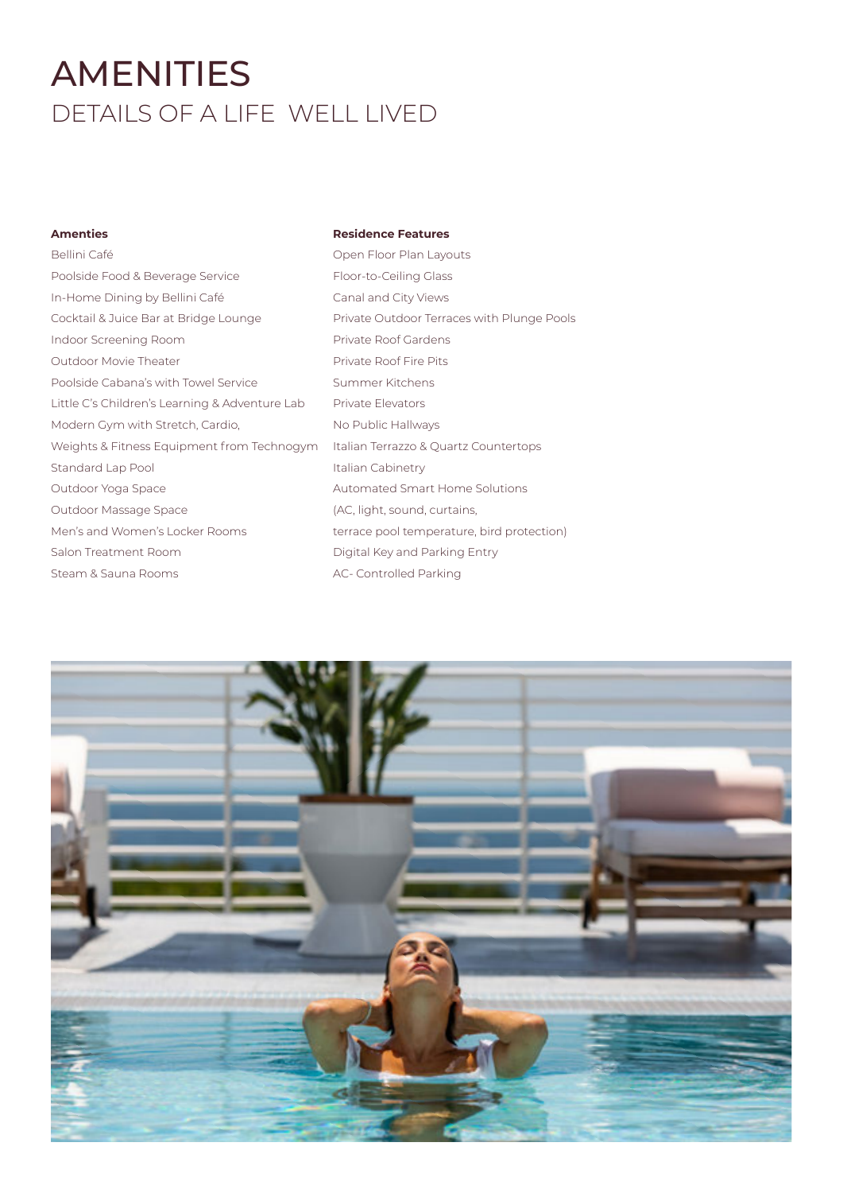# AMENITIES

## DETAILS OF A LIFE WELL LIVED

**Amenties**

Bellini Café
Poolside Food & Beverage Service
In-Home Dining by Bellini Café
Cocktail & Juice Bar at Bridge Lounge
Indoor Screening Room
Outdoor Movie Theater
Poolside Cabana's with Towel Service
Little C's Children's Learning & Adventure Lab
Modern Gym with Stretch, Cardio,
Weights & Fitness Equipment from Technogym
Standard Lap Pool
Outdoor Yoga Space
Outdoor Massage Space
Men's and Women's Locker Rooms
Salon Treatment Room
Steam & Sauna Rooms

**Residence Features**

Open Floor Plan Layouts
Floor-to-Ceiling Glass
Canal and City Views
Private Outdoor Terraces with Plunge Pools
Private Roof Gardens
Private Roof Fire Pits
Summer Kitchens
Private Elevators
No Public Hallways
Italian Terrazzo & Quartz Countertops
Italian Cabinetry
Automated Smart Home Solutions
(AC, light, sound, curtains,
terrace pool temperature, bird protection)
Digital Key and Parking Entry
AC- Controlled Parking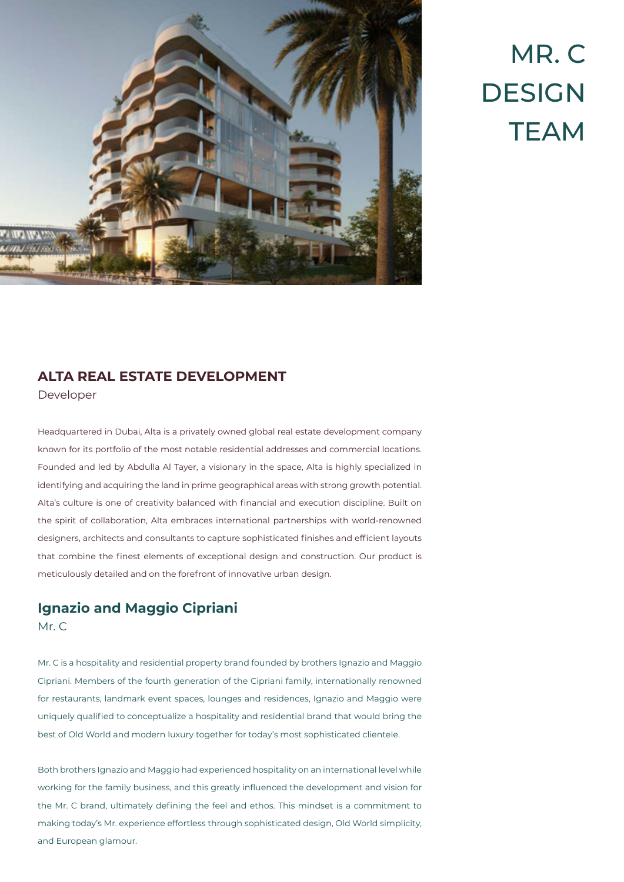# MR. C DESIGN TEAM

## ALTA REAL ESTATE DEVELOPMENT

Developer

Headquartered in Dubai, Alta is a privately owned global real estate development company known for its portfolio of the most notable residential addresses and commercial locations. Founded and led by Abdulla Al Tayer, a visionary in the space, Alta is highly specialized in identifying and acquiring the land in prime geographical areas with strong growth potential. Alta's culture is one of creativity balanced with financial and execution discipline. Built on the spirit of collaboration, Alta embraces international partnerships with world-renowned designers, architects and consultants to capture sophisticated finishes and efficient layouts that combine the finest elements of exceptional design and construction. Our product is meticulously detailed and on the forefront of innovative urban design.

## Ignazio and Maggio Cipriani

Mr. C

Mr. C is a hospitality and residential property brand founded by brothers Ignazio and Maggio Cipriani. Members of the fourth generation of the Cipriani family, internationally renowned for restaurants, landmark event spaces, lounges and residences, Ignazio and Maggio were uniquely qualified to conceptualize a hospitality and residential brand that would bring the best of Old World and modern luxury together for today's most sophisticated clientele.

Both brothers Ignazio and Maggio had experienced hospitality on an international level while working for the family business, and this greatly influenced the development and vision for the Mr. C brand, ultimately defining the feel and ethos. This mindset is a commitment to making today's Mr. experience effortless through sophisticated design, Old World simplicity, and European glamour.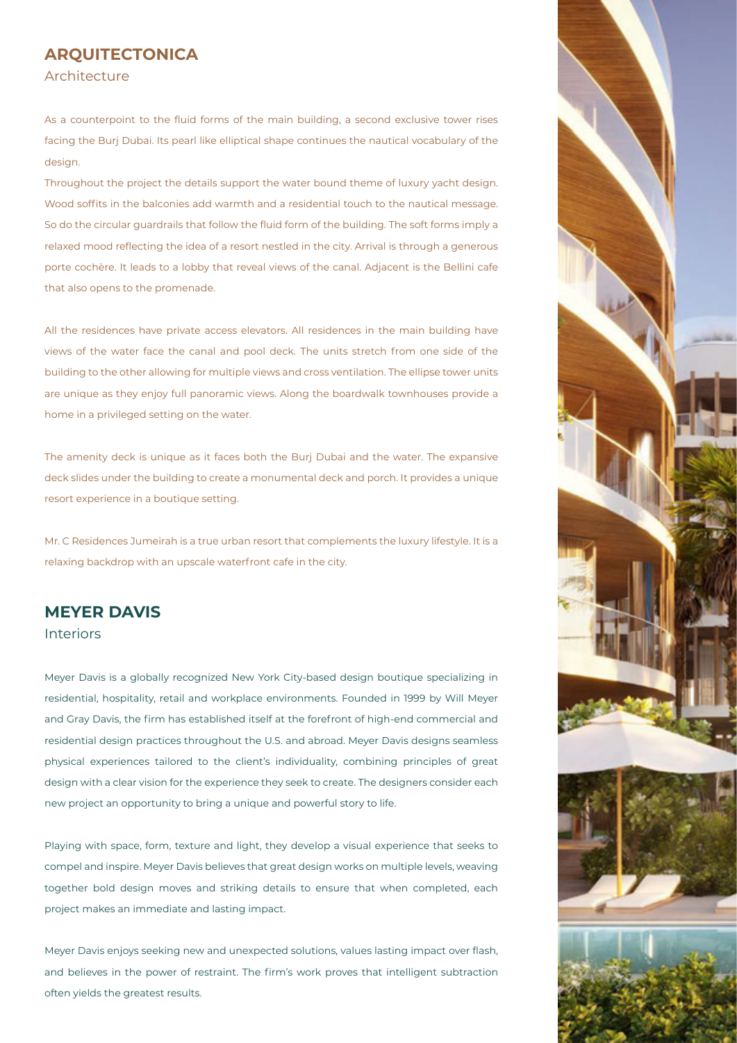## ARQUITECTONICA

Architecture

As a counterpoint to the fluid forms of the main building, a second exclusive tower rises facing the Burj Dubai. Its pearl like elliptical shape continues the nautical vocabulary of the design.

Throughout the project the details support the water bound theme of luxury yacht design. Wood soffits in the balconies add warmth and a residential touch to the nautical message. So do the circular guardrails that follow the fluid form of the building. The soft forms imply a relaxed mood reflecting the idea of a resort nestled in the city. Arrival is through a generous porte cochère. It leads to a lobby that reveal views of the canal. Adjacent is the Bellini cafe that also opens to the promenade.

All the residences have private access elevators. All residences in the main building have views of the water face the canal and pool deck. The units stretch from one side of the building to the other allowing for multiple views and cross ventilation. The ellipse tower units are unique as they enjoy full panoramic views. Along the boardwalk townhouses provide a home in a privileged setting on the water.

The amenity deck is unique as it faces both the Burj Dubai and the water. The expansive deck slides under the building to create a monumental deck and porch. It provides a unique resort experience in a boutique setting.

Mr. C Residences Jumeirah is a true urban resort that complements the luxury lifestyle. It is a relaxing backdrop with an upscale waterfront cafe in the city.

## MEYER DAVIS

Interiors

Meyer Davis is a globally recognized New York City-based design boutique specializing in residential, hospitality, retail and workplace environments. Founded in 1999 by Will Meyer and Gray Davis, the firm has established itself at the forefront of high-end commercial and residential design practices throughout the U.S. and abroad. Meyer Davis designs seamless physical experiences tailored to the client's individuality, combining principles of great design with a clear vision for the experience they seek to create. The designers consider each new project an opportunity to bring a unique and powerful story to life.

Playing with space, form, texture and light, they develop a visual experience that seeks to compel and inspire. Meyer Davis believes that great design works on multiple levels, weaving together bold design moves and striking details to ensure that when completed, each project makes an immediate and lasting impact.

Meyer Davis enjoys seeking new and unexpected solutions, values lasting impact over flash, and believes in the power of restraint. The firm's work proves that intelligent subtraction often yields the greatest results.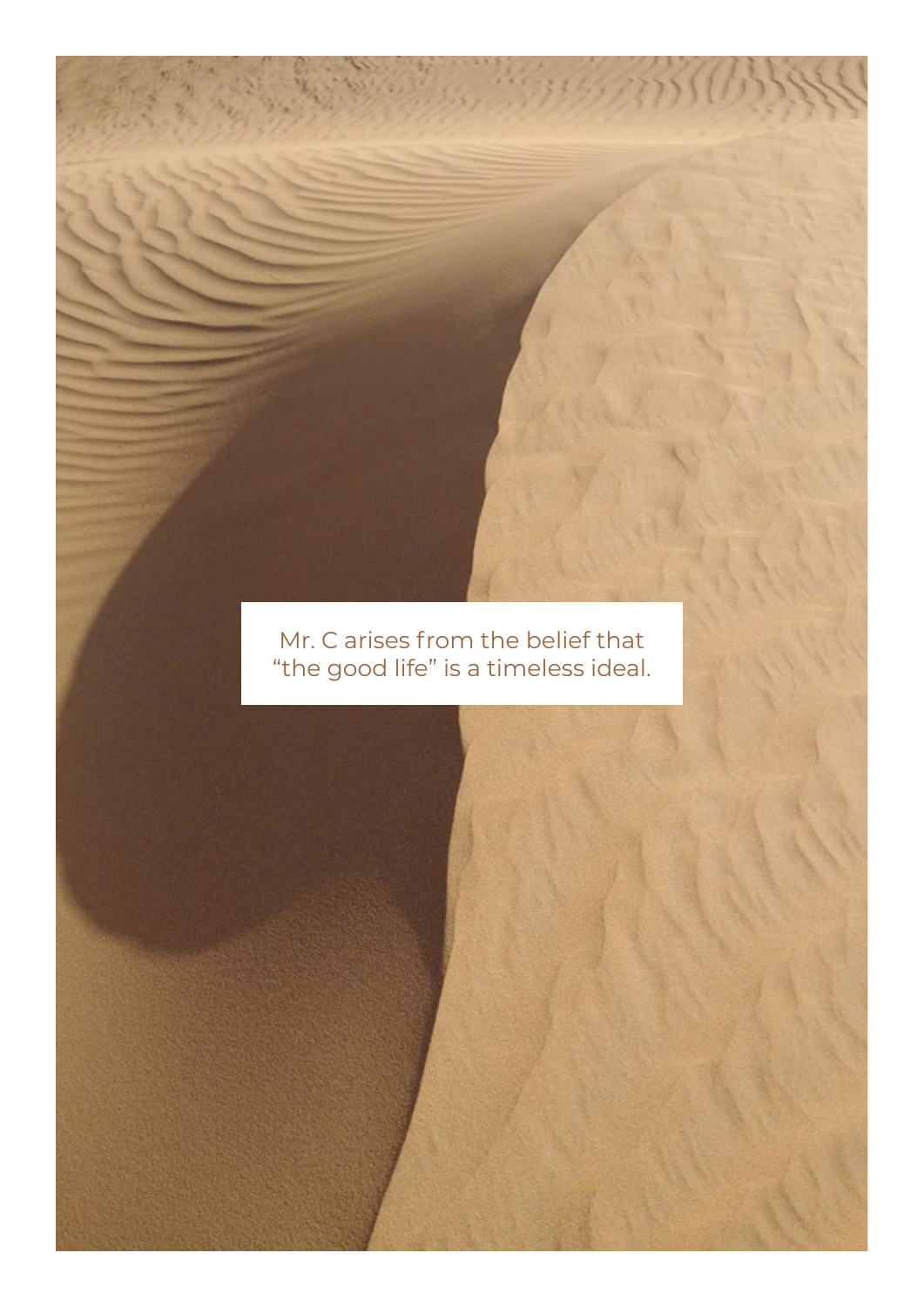Mr. C arises from the belief that “the good life” is a timeless ideal.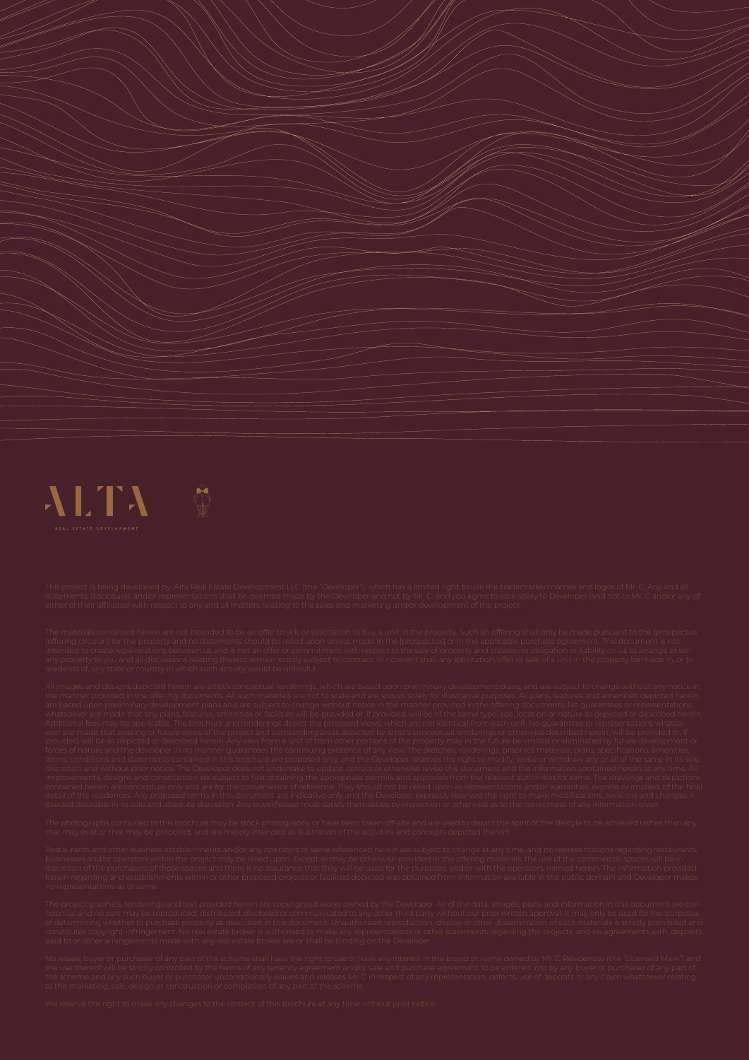ALTA

REAL ESTATE DEVELOPMENT

This project is being developed by Alta Real Estate Development LLC (the "Developer"), which has a limited right to use the trademarked names and logos of Mr. C. Any and all statements, disclosures and/or representations shall be deemed made by the Developer and not by Mr. C, and you agree to look solely to Developer (and not to Mr. C and/or any of either of their affiliates) with respect to any and all matters relating to the sales and marketing and/or development of the project.

The materials contained herein are not intended to be an offer to sell, or solicitation to buy a unit in the property. Such an offering shall only be made pursuant to the [prospectus (offering circular)] for the property and no statements should be relied upon unless made in the [prospectus] or in the applicable purchase agreement. This document is not intended to create legal relations between us and is not an offer or commitment with respect to the sale of property and creates no obligation or liability on us to arrange or sell any property to you and all discussions relating thereto remain strictly subject to contract. In no event shall any solicitation, offer or sale of a unit in the property be made in, or to residents of, any state or country in which such activity would be unlawful.

All images and designs depicted herein are artist's conceptual renderings, which are based upon preliminary development plans, and are subject to change without any notice in the manner provided in the offering documents. All such materials are not to scale and are shown solely for illustrative purposes. All plans, features and amenities depicted herein are based upon preliminary development plans and are subject to change without notice in the manner provided in the offering documents. No guarantees or representations whatsoever are made that any plans, features, amenities or facilities will be provided or, if provided, will be of the same type, size, location or nature as depicted or described herein. Additional fees may be applicable. The brochure and renderings depict the proposed views, which are not identical from each unit. No guarantees or representations whatsoever are made that existing or future views of the project and surrounding areas depicted by artist's conceptual renderings or otherwise described herein, will be provided or, if provided, will be as depicted or described herein. Any view from a unit of from other portions of the property may in the future be limited or eliminated by future development or forces of nature and the developer in no manner guarantees the continuing existence of any view. The sketches, renderings, graphics materials, plans, specifications, amenities, terms, conditions and statements contained in this brochure are proposed only, and the Developer reserves the right to modify, revise or withdraw any or all of the same in its sole discretion and without prior notice. The Developer does not undertake to update, correct or otherwise revise this document and the information contained herein at any time. All improvements, designs and construction are subject to first obtaining the appropriate permits and approvals from the relevant authorities for same. The drawings and depictions contained herein are conceptual only and are for the convenience of reference. They should not be relied upon as representations and/or warranties, express or implied, of the final detail of the residences. Any proposed terms in this document are indicative only and the Developer expressly reserved the right to make modifications, revisions and changes it deeded desirable in its sole and absolute discretion. Any buyer/lessee must satisfy themselves by inspection or otherwise as to the correctness of any information given.

The photographs contained in this brochure may be stock photography or have been taken off-site and are used to depict the spirit of the lifestyle to be achieved rather than any that may exist or that may be proposed, and are merely intended as illustration of the activities and concepts depicted therein.

Restaurants and other business establishments and/or any operators of same referenced herein are subject to change at any time, and no representations regarding restaurants, businesses and/or operators within the project may be relied upon. Except as may be otherwise provided in the offering materials, the use of the commercial spaces will be in discretion of the purchasers of those spaces and there is no assurance that they will be used for the purposes, and/or with the operators, named herein. The information provided herein regarding and establishments within or other proposed projects or facilities depicted was obtained from information available in the public domain and Developer makes no representations as to same.

The project graphics, renderings and text provided herein are copyrighted works owned by the Developer. All of the data, images, plans and information in this document are confidential and no part may be reproduced, distributed, disclosed or communicated to any other third party without our prior written approval. It may only be used for the purposes of determining whether to purchase property as described in this document. Unauthorised reproduction, display or other dissemination of such materials is strictly prohibited and constitutes copyright infringement. No real estate broker is authorised to make any representations or other statements regarding the projects, and no agreements with, deposits paid to or other arrangements made with any real estate broker are or shall be binding on the Developer.

No lessee, buyer or purchaser of any part of the scheme shall have the right to use or have any interest in the brand or name owned by Mr. C Residences (the "Licensed Mark") and the use thereof will be strictly controlled by the terms of any tenancy agreement and/or sale and purchase agreement to be entered into by any buyer or purchaser of any part of the scheme and any such buyer or purchaser unconditionally waives and releases Mr. C in respect of any representation, defects, use of deposits or any claim whatsoever relating to the marketing, sale, design or construction or completion of any part of the scheme.

We reserve the right to make any changes to the content of this brochure at any time without prior notice.